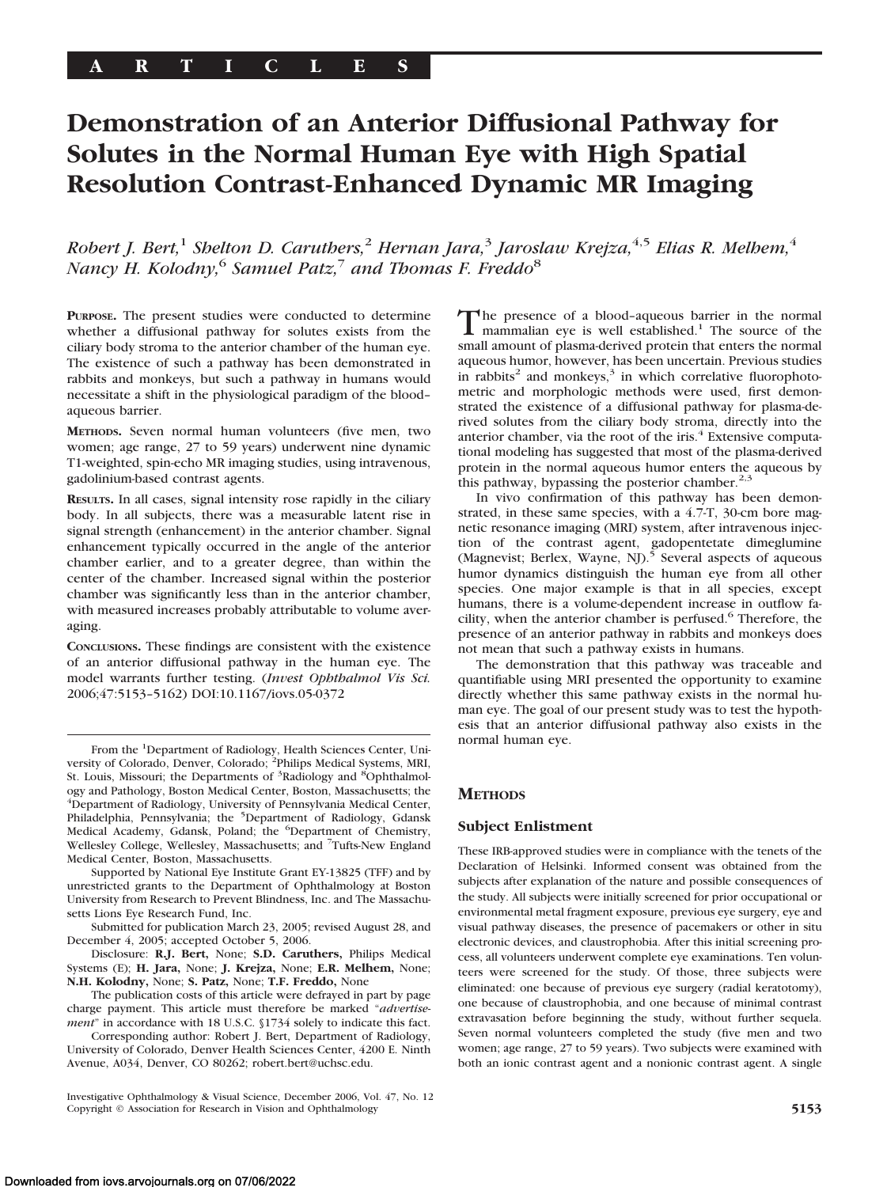# Demonstration of an Anterior Diffusional Pathway for Solutes in the Normal Human Eye with High Spatial Resolution Contrast-Enhanced Dynamic MR Imaging

*Robert J. Bert,[1] Shelton D. Caruthers,[2] Hernan Jara,[3] Jaroslaw Krejza,[4,5] Elias R. Melhem,[4] Nancy H. Kolodny,[6] Samuel Patz,[7] and Thomas F. Freddo[8]*

**PURPOSE.** The present studies were conducted to determine whether a diffusional pathway for solutes exists from the ciliary body stroma to the anterior chamber of the human eye. The existence of such a pathway has been demonstrated in rabbits and monkeys, but such a pathway in humans would necessitate a shift in the physiological paradigm of the blood–aqueous barrier.

**METHODS.** Seven normal human volunteers (five men, two women; age range, 27 to 59 years) underwent nine dynamic T1-weighted, spin-echo MR imaging studies, using intravenous, gadolinium-based contrast agents.

**RESULTS.** In all cases, signal intensity rose rapidly in the ciliary body. In all subjects, there was a measurable latent rise in signal strength (enhancement) in the anterior chamber. Signal enhancement typically occurred in the angle of the anterior chamber earlier, and to a greater degree, than within the center of the chamber. Increased signal within the posterior chamber was significantly less than in the anterior chamber, with measured increases probably attributable to volume averaging.

**CONCLUSIONS.** These findings are consistent with the existence of an anterior diffusional pathway in the human eye. The model warrants further testing. (*Invest Ophthalmol Vis Sci.* 2006;47:5153–5162) DOI:10.1167/iovs.05-0372

From the [1]Department of Radiology, Health Sciences Center, University of Colorado, Denver, Colorado; [2]Philips Medical Systems, MRI, St. Louis, Missouri; the Departments of [3]Radiology and [8]Ophthalmology and Pathology, Boston Medical Center, Boston, Massachusetts; the [4]Department of Radiology, University of Pennsylvania Medical Center, Philadelphia, Pennsylvania; the [5]Department of Radiology, Gdansk Medical Academy, Gdansk, Poland; the [6]Department of Chemistry, Wellesley College, Wellesley, Massachusetts; and [7]Tufts-New England Medical Center, Boston, Massachusetts.

Supported by National Eye Institute Grant EY-13825 (TFF) and by unrestricted grants to the Department of Ophthalmology at Boston University from Research to Prevent Blindness, Inc. and The Massachusetts Lions Eye Research Fund, Inc.

Submitted for publication March 23, 2005; revised August 28, and December 4, 2005; accepted October 5, 2006.

Disclosure: **R.J. Bert,** None; **S.D. Caruthers,** Philips Medical Systems (E); **H. Jara,** None; **J. Krejza,** None; **E.R. Melhem,** None; **N.H. Kolodny,** None; **S. Patz,** None; **T.F. Freddo,** None

The publication costs of this article were defrayed in part by page charge payment. This article must therefore be marked "*advertisement*" in accordance with 18 U.S.C. §1734 solely to indicate this fact.

Corresponding author: Robert J. Bert, Department of Radiology, University of Colorado, Denver Health Sciences Center, 4200 E. Ninth Avenue, A034, Denver, CO 80262; robert.bert@uchsc.edu.

The presence of a blood–aqueous barrier in the normal mammalian eye is well established.[1] The source of the small amount of plasma-derived protein that enters the normal aqueous humor, however, has been uncertain. Previous studies in rabbits[2] and monkeys,[3] in which correlative fluorophotometric and morphologic methods were used, first demonstrated the existence of a diffusional pathway for plasma-derived solutes from the ciliary body stroma, directly into the anterior chamber, via the root of the iris.[4] Extensive computational modeling has suggested that most of the plasma-derived protein in the normal aqueous humor enters the aqueous by this pathway, bypassing the posterior chamber.[2,3]

In vivo confirmation of this pathway has been demonstrated, in these same species, with a 4.7-T, 30-cm bore magnetic resonance imaging (MRI) system, after intravenous injection of the contrast agent, gadopentetate dimeglumine (Magnevist; Berlex, Wayne, NJ).[5] Several aspects of aqueous humor dynamics distinguish the human eye from all other species. One major example is that in all species, except humans, there is a volume-dependent increase in outflow facility, when the anterior chamber is perfused.[6] Therefore, the presence of an anterior pathway in rabbits and monkeys does not mean that such a pathway exists in humans.

The demonstration that this pathway was traceable and quantifiable using MRI presented the opportunity to examine directly whether this same pathway exists in the normal human eye. The goal of our present study was to test the hypothesis that an anterior diffusional pathway also exists in the normal human eye.

## METHODS

### Subject Enlistment

These IRB-approved studies were in compliance with the tenets of the Declaration of Helsinki. Informed consent was obtained from the subjects after explanation of the nature and possible consequences of the study. All subjects were initially screened for prior occupational or environmental metal fragment exposure, previous eye surgery, eye and visual pathway diseases, the presence of pacemakers or other in situ electronic devices, and claustrophobia. After this initial screening process, all volunteers underwent complete eye examinations. Ten volunteers were screened for the study. Of those, three subjects were eliminated: one because of previous eye surgery (radial keratotomy), one because of claustrophobia, and one because of minimal contrast extravasation before beginning the study, without further sequela. Seven normal volunteers completed the study (five men and two women; age range, 27 to 59 years). Two subjects were examined with both an ionic contrast agent and a nonionic contrast agent. A single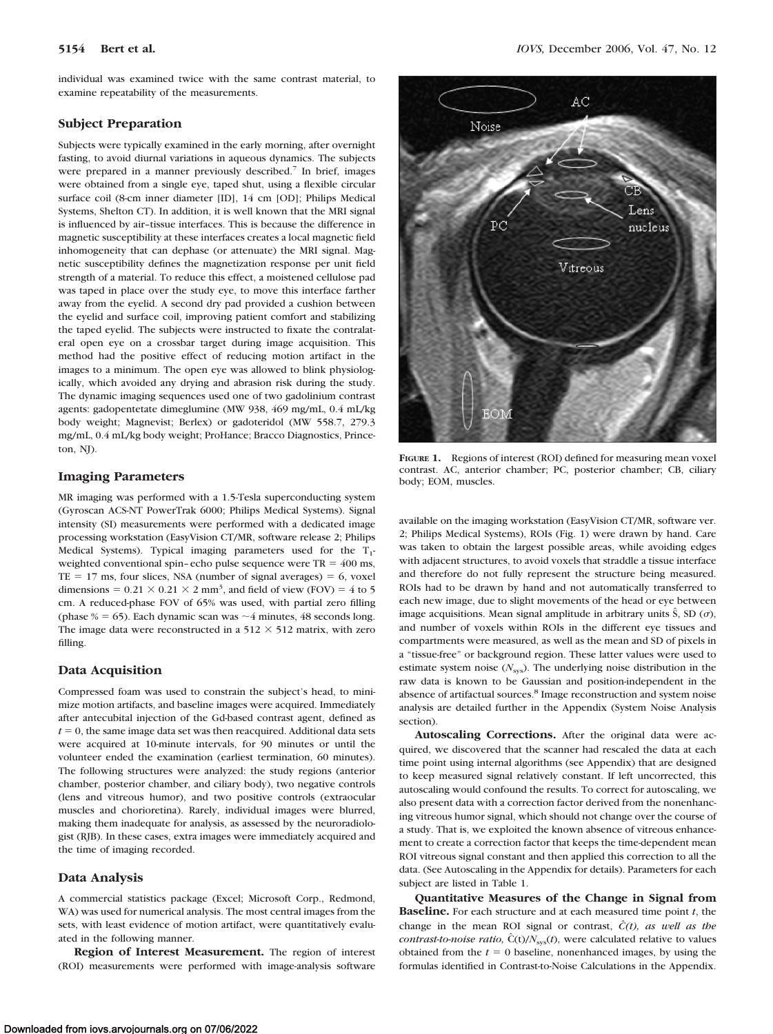individual was examined twice with the same contrast material, to examine repeatability of the measurements.

### Subject Preparation

Subjects were typically examined in the early morning, after overnight fasting, to avoid diurnal variations in aqueous dynamics. The subjects were prepared in a manner previously described.[7] In brief, images were obtained from a single eye, taped shut, using a flexible circular surface coil (8-cm inner diameter [ID], 14 cm [OD]; Philips Medical Systems, Shelton CT). In addition, it is well known that the MRI signal is influenced by air–tissue interfaces. This is because the difference in magnetic susceptibility at these interfaces creates a local magnetic field inhomogeneity that can dephase (or attenuate) the MRI signal. Magnetic susceptibility defines the magnetization response per unit field strength of a material. To reduce this effect, a moistened cellulose pad was taped in place over the study eye, to move this interface farther away from the eyelid. A second dry pad provided a cushion between the eyelid and surface coil, improving patient comfort and stabilizing the taped eyelid. The subjects were instructed to fixate the contralateral open eye on a crossbar target during image acquisition. This method had the positive effect of reducing motion artifact in the images to a minimum. The open eye was allowed to blink physiologically, which avoided any drying and abrasion risk during the study. The dynamic imaging sequences used one of two gadolinium contrast agents: gadopentetate dimeglumine (MW 938, 469 mg/mL, 0.4 mL/kg body weight; Magnevist; Berlex) or gadoteridol (MW 558.7, 279.3 mg/mL, 0.4 mL/kg body weight; ProHance; Bracco Diagnostics, Princeton, NJ).

### Imaging Parameters

MR imaging was performed with a 1.5-Tesla superconducting system (Gyroscan ACS-NT PowerTrak 6000; Philips Medical Systems). Signal intensity (SI) measurements were performed with a dedicated image processing workstation (EasyVision CT/MR, software release 2; Philips Medical Systems). Typical imaging parameters used for the $T_1$-weighted conventional spin–echo pulse sequence were TR = 400 ms, TE = 17 ms, four slices, NSA (number of signal averages) = 6, voxel dimensions = $0.21 \times 0.21 \times 2$ mm$^3$, and field of view (FOV) = 4 to 5 cm. A reduced-phase FOV of 65% was used, with partial zero filling (phase % = 65). Each dynamic scan was ~4 minutes, 48 seconds long. The image data were reconstructed in a $512 \times 512$ matrix, with zero filling.

### Data Acquisition

Compressed foam was used to constrain the subject's head, to minimize motion artifacts, and baseline images were acquired. Immediately after antecubital injection of the Gd-based contrast agent, defined as $t = 0$, the same image data set was then reacquired. Additional data sets were acquired at 10-minute intervals, for 90 minutes or until the volunteer ended the examination (earliest termination, 60 minutes). The following structures were analyzed: the study regions (anterior chamber, posterior chamber, and ciliary body), two negative controls (lens and vitreous humor), and two positive controls (extraocular muscles and chorioretina). Rarely, individual images were blurred, making them inadequate for analysis, as assessed by the neuroradiologist (RJB). In these cases, extra images were immediately acquired and the time of imaging recorded.

### Data Analysis

A commercial statistics package (Excel; Microsoft Corp., Redmond, WA) was used for numerical analysis. The most central images from the sets, with least evidence of motion artifact, were quantitatively evaluated in the following manner.

**Region of Interest Measurement.** The region of interest (ROI) measurements were performed with image-analysis software available on the imaging workstation (EasyVision CT/MR, software ver. 2; Philips Medical Systems), ROIs (Fig. 1) were drawn by hand. Care was taken to obtain the largest possible areas, while avoiding edges with adjacent structures, to avoid voxels that straddle a tissue interface and therefore do not fully represent the structure being measured. ROIs had to be drawn by hand and not automatically transferred to each new image, due to slight movements of the head or eye between image acquisitions. Mean signal amplitude in arbitrary units $\hat{S}$, SD ($\sigma$), and number of voxels within ROIs in the different eye tissues and compartments were measured, as well as the mean and SD of pixels in a "tissue-free" or background region. These latter values were used to estimate system noise ($N_{sys}$). The underlying noise distribution in the raw data is known to be Gaussian and position-independent in the absence of artifactual sources.[8] Image reconstruction and system noise analysis are detailed further in the Appendix (System Noise Analysis section).

**Autoscaling Corrections.** After the original data were acquired, we discovered that the scanner had rescaled the data at each time point using internal algorithms (see Appendix) that are designed to keep measured signal relatively constant. If left uncorrected, this autoscaling would confound the results. To correct for autoscaling, we also present data with a correction factor derived from the nonenhancing vitreous humor signal, which should not change over the course of a study. That is, we exploited the known absence of vitreous enhancement to create a correction factor that keeps the time-dependent mean ROI vitreous signal constant and then applied this correction to all the data. (See Autoscaling in the Appendix for details). Parameters for each subject are listed in Table 1.

**Quantitative Measures of the Change in Signal from Baseline.** For each structure and at each measured time point $t$, the change in the mean ROI signal or contrast, *$\hat{C}(t)$, as well as the contrast-to-noise ratio,* $\hat{C}(t)/N_{sys}(t)$, were calculated relative to values obtained from the $t = 0$ baseline, nonenhanced images, by using the formulas identified in Contrast-to-Noise Calculations in the Appendix.

**FIGURE 1.** Regions of interest (ROI) defined for measuring mean voxel contrast. AC, anterior chamber; PC, posterior chamber; CB, ciliary body; EOM, muscles.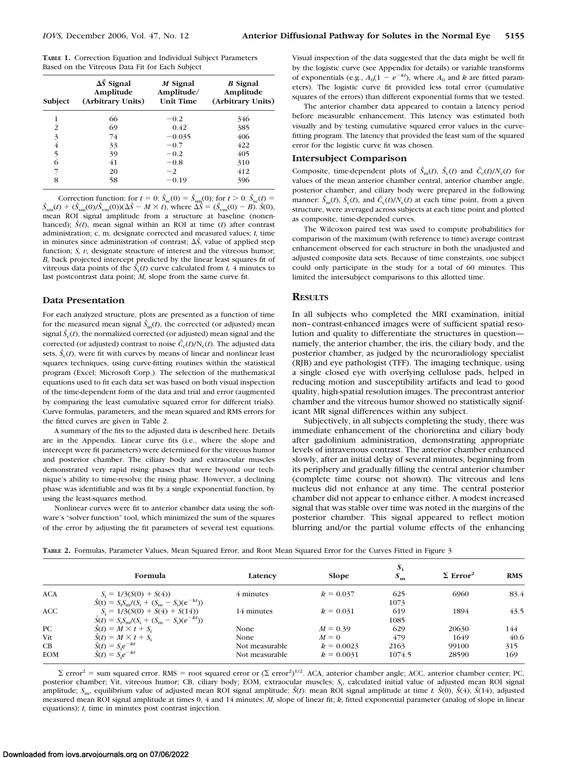**TABLE 1.** Correction Equation and Individual Subject Parameters Based on the Vitreous Data Fit for Each Subject

| Subject | $\Delta\hat{S}$ Signal Amplitude (Arbitrary Units) | *M* Signal Amplitude/ Unit Time | *B* Signal Amplitude (Arbitrary Units) |
|---|---|---|---|
| 1 | 66 | −0.2 | 346 |
| 2 | 69 | 0.42 | 385 |
| 3 | 74 | −0.035 | 406 |
| 4 | 33 | −0.7 | 422 |
| 5 | 39 | −0.2 | 405 |
| 6 | 41 | −0.8 | 310 |
| 7 | 20 | −2 | 412 |
| 8 | 58 | −0.19 | 396 |

Correction function: for $t = 0$: $\hat{S}_{sc}(0) = \hat{S}_{sm}(0)$; for $t > 0$: $\hat{S}_{sc}(t) = \hat{S}_{sm}(t) + (\hat{S}_{sm}(0)/\hat{S}_{vm}(0))(\Delta\hat{S} - M \times t)$, where $\Delta\hat{S} = (\hat{S}_{vm}(0) - B)$. $\hat{S}(0)$, mean ROI signal amplitude from a structure at baseline (nonenhanced); $\hat{S}(t)$, mean signal within an ROI at time ($t$) after contrast administration; c, m, designate corrected and measured values; $t$, time in minutes since administration of contrast; $\Delta\hat{S}$, value of applied step function; $S$, $v$, designate structure of interest and the vitreous humor; $B$, back projected intercept predicted by the linear least squares fit of vitreous data points of the $\hat{S}_v(t)$ curve calculated from $t$, 4 minutes to last postcontrast data point; $M$, slope from the same curve fit.

## Data Presentation

For each analyzed structure, plots are presented as a function of time for the measured mean signal $\hat{S}_m(t)$, the corrected (or adjusted) mean signal $\hat{S}_c(t)$, the normalized corrected (or adjusted) mean signal and the corrected (or adjusted) contrast to noise $\hat{C}_c(t)/N_c(t)$. The adjusted data sets, $\hat{S}_c(t)$, were fit with curves by means of linear and nonlinear least squares techniques, using curve-fitting routines within the statistical program (Excel; Microsoft Corp.). The selection of the mathematical equations used to fit each data set was based on both visual inspection of the time-dependent form of the data and trial and error (augmented by comparing the least cumulative squared error for different trials). Curve formulas, parameters, and the mean squared and RMS errors for the fitted curves are given in Table 2.

A summary of the fits to the adjusted data is described here. Details are in the Appendix. Linear curve fits (i.e., where the slope and intercept were fit parameters) were determined for the vitreous humor and posterior chamber. The ciliary body and extraocular muscles demonstrated very rapid rising phases that were beyond our technique's ability to time-resolve the rising phase. However, a declining phase was identifiable and was fit by a single exponential function, by using the least-squares method.

Nonlinear curves were fit to anterior chamber data using the software's "solver function" tool, which minimized the sum of the squares of the error by adjusting the fit parameters of several test equations. Visual inspection of the data suggested that the data might be well fit by the logistic curve (see Appendix for details) or variable transforms of exponentials (e.g., $A_0(1 - e^{-kt})$, where $A_0$ and $k$ are fitted parameters). The logistic curve fit provided less total error (cumulative squares of the errors) than different exponential forms that we tested.

The anterior chamber data appeared to contain a latency period before measurable enhancement. This latency was estimated both visually and by testing cumulative squared error values in the curve-fitting program. The latency that provided the least sum of the squared error for the logistic curve fit was chosen.

## Intersubject Comparison

Composite, time-dependent plots of $\hat{S}_m(t)$, $\hat{S}_c(t)$ and $\hat{C}_c(t)/N_c(t)$ for values of the mean anterior chamber central, anterior chamber angle, posterior chamber, and ciliary body were prepared in the following manner: $\hat{S}_m(t)$, $\hat{S}_c(t)$, and $\hat{C}_c(t)/N_c(t)$ at each time point, from a given structure, were averaged across subjects at each time point and plotted as composite, time-depended curves.

The Wilcoxon paired test was used to compute probabilities for comparison of the maximum (with reference to time) average contrast enhancement observed for each structure in both the unadjusted and adjusted composite data sets. Because of time constraints, one subject could only participate in the study for a total of 60 minutes. This limited the intersubject comparisons to this allotted time.

# RESULTS

In all subjects who completed the MRI examination, initial non–contrast-enhanced images were of sufficient spatial resolution and quality to differentiate the structures in question—namely, the anterior chamber, the iris, the ciliary body, and the posterior chamber, as judged by the neuroradiology specialist (RJB) and eye pathologist (TFF). The imaging technique, using a single closed eye with overlying cellulose pads, helped in reducing motion and susceptibility artifacts and lead to good quality, high-spatial resolution images. The precontrast anterior chamber and the vitreous humor showed no statistically significant MR signal differences within any subject.

Subjectively, in all subjects completing the study, there was immediate enhancement of the chorioretina and ciliary body after gadolinium administration, demonstrating appropriate levels of intravenous contrast. The anterior chamber enhanced slowly, after an initial delay of several minutes, beginning from its periphery and gradually filling the central anterior chamber (complete time course not shown). The vitreous and lens nucleus did not enhance at any time. The central posterior chamber did not appear to enhance either. A modest increased signal that was stable over time was noted in the margins of the posterior chamber. This signal appeared to reflect motion blurring and/or the partial volume effects of the enhancing

**TABLE 2.** Formulas, Parameter Values, Mean Squared Error, and Root Mean Squared Error for the Curves Fitted in Figure 3

| | Formula | Latency | Slope | $S_i$ / $S_m$ | $\Sigma$ Error$^2$ | RMS |
|---|---|---|---|---|---|---|
| ACA | $S_i = 1/3(S(0) + S(4))$ | 4 minutes | $k = 0.037$ | 625 | 6960 | 83.4 |
| | $\hat{S}(t) = S_iS_m/(S_i + (S_m - S_i)(e^{-kt}))$ | | | 1073 | | |
| ACC | $S_i = 1/3(S(0) + S(4) + S(14))$ | 14 minutes | $k = 0.031$ | 619 | 1894 | 43.5 |
| | $\hat{S}(t) = S_iS_m/(S_i + (S_m - S_i)(e^{-kt}))$ | | | 1085 | | |
| PC | $\hat{S}(t) = M \times t + S_i$ | None | $M = 0.39$ | 629 | 20630 | 144 |
| Vit | $\hat{S}(t) = M \times t + S_i$ | None | $M = 0$ | 479 | 1649 | 40.6 |
| CB | $\hat{S}(t) = S_ie^{-kt}$ | Not measurable | $k = 0.0023$ | 2163 | 99100 | 315 |
| EOM | $\hat{S}(t) = S_ie^{-kt}$ | Not measurable | $k = 0.0031$ | 1074.5 | 28590 | 169 |

$\Sigma$ error$^2$ = sum squared error. RMS = root squared error or $(\Sigma \text{ error}^2)^{1/2}$. ACA, anterior chamber angle; ACC, anterior chamber center; PC, posterior chamber; Vit, vitreous humor; CB, ciliary body; EOM, extraocular muscles; $S_i$, calculated initial value of adjusted mean ROI signal amplitude; $S_m$, equilibrium value of adjusted mean ROI signal amplitude; $\hat{S}(t)$: mean ROI signal amplitude at time $t$. $\hat{S}(0)$, $\hat{S}(4)$, $\hat{S}(14)$, adjusted measured mean ROI signal amplitude at times 0, 4 and 14 minutes; $M$, slope of linear fit; $k$, fitted exponential parameter (analog of slope in linear equations); $t$, time in minutes post contrast injection.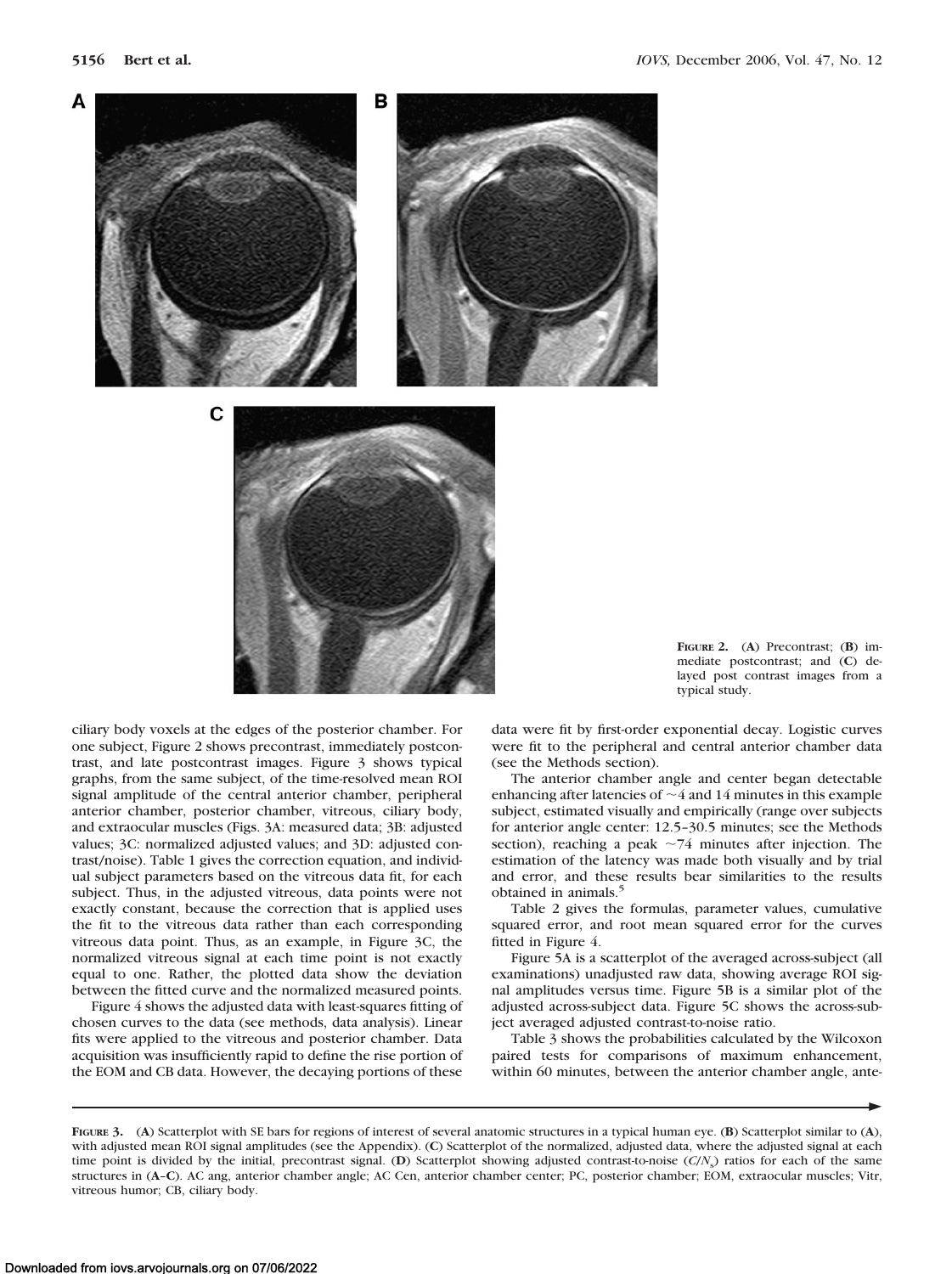**FIGURE 2.** (**A**) Precontrast; (**B**) immediate postcontrast; and (**C**) delayed post contrast images from a typical study.

ciliary body voxels at the edges of the posterior chamber. For one subject, Figure 2 shows precontrast, immediately postcontrast, and late postcontrast images. Figure 3 shows typical graphs, from the same subject, of the time-resolved mean ROI signal amplitude of the central anterior chamber, peripheral anterior chamber, posterior chamber, vitreous, ciliary body, and extraocular muscles (Figs. 3A: measured data; 3B: adjusted values; 3C: normalized adjusted values; and 3D: adjusted contrast/noise). Table 1 gives the correction equation, and individual subject parameters based on the vitreous data fit, for each subject. Thus, in the adjusted vitreous, data points were not exactly constant, because the correction that is applied uses the fit to the vitreous data rather than each corresponding vitreous data point. Thus, as an example, in Figure 3C, the normalized vitreous signal at each time point is not exactly equal to one. Rather, the plotted data show the deviation between the fitted curve and the normalized measured points.

Figure 4 shows the adjusted data with least-squares fitting of chosen curves to the data (see methods, data analysis). Linear fits were applied to the vitreous and posterior chamber. Data acquisition was insufficiently rapid to define the rise portion of the EOM and CB data. However, the decaying portions of these data were fit by first-order exponential decay. Logistic curves were fit to the peripheral and central anterior chamber data (see the Methods section).

The anterior chamber angle and center began detectable enhancing after latencies of ~4 and 14 minutes in this example subject, estimated visually and empirically (range over subjects for anterior angle center: 12.5–30.5 minutes; see the Methods section), reaching a peak ~74 minutes after injection. The estimation of the latency was made both visually and by trial and error, and these results bear similarities to the results obtained in animals.[5]

Table 2 gives the formulas, parameter values, cumulative squared error, and root mean squared error for the curves fitted in Figure 4.

Figure 5A is a scatterplot of the averaged across-subject (all examinations) unadjusted raw data, showing average ROI signal amplitudes versus time. Figure 5B is a similar plot of the adjusted across-subject data. Figure 5C shows the across-subject averaged adjusted contrast-to-noise ratio.

Table 3 shows the probabilities calculated by the Wilcoxon paired tests for comparisons of maximum enhancement, within 60 minutes, between the anterior chamber angle, ante-

**FIGURE 3.** (**A**) Scatterplot with SE bars for regions of interest of several anatomic structures in a typical human eye. (**B**) Scatterplot similar to (**A**), with adjusted mean ROI signal amplitudes (see the Appendix). (**C**) Scatterplot of the normalized, adjusted data, where the adjusted signal at each time point is divided by the initial, precontrast signal. (**D**) Scatterplot showing adjusted contrast-to-noise ($C/N_o$) ratios for each of the same structures in (**A–C**). AC ang, anterior chamber angle; AC Cen, anterior chamber center; PC, posterior chamber; EOM, extraocular muscles; Vitr, vitreous humor; CB, ciliary body.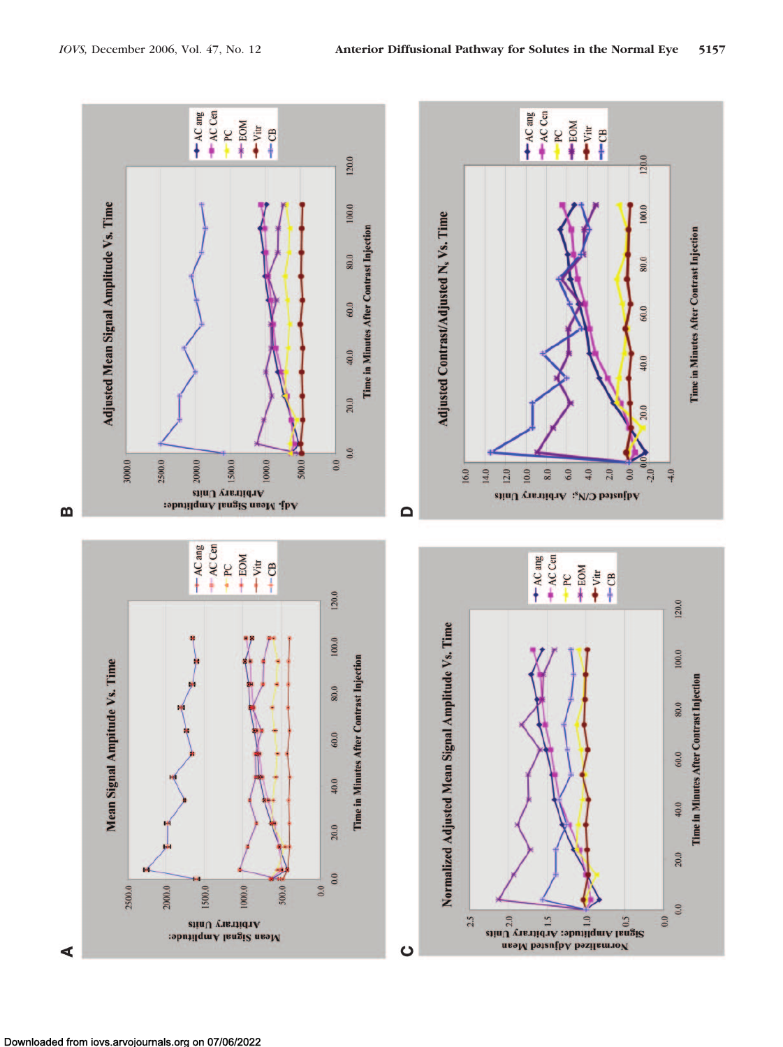**A** Mean Signal Amplitude Vs. Time

**B** Adjusted Mean Signal Amplitude Vs. Time

**C** Normalized Adjusted Mean Signal Amplitude Vs. Time

**D** Adjusted Contrast/Adjusted $N_s$ Vs. Time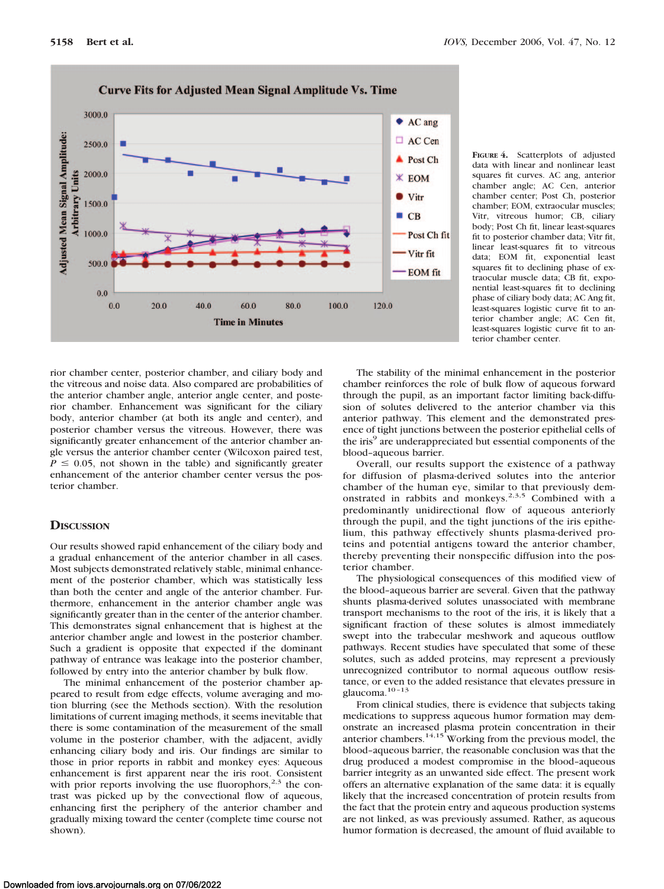FIGURE 4. Scatterplots of adjusted data with linear and nonlinear least squares fit curves. AC ang, anterior chamber angle; AC Cen, anterior chamber center; Post Ch, posterior chamber; EOM, extraocular muscles; Vitr, vitreous humor; CB, ciliary body; Post Ch fit, linear least-squares fit to posterior chamber data; Vitr fit, linear least-squares fit to vitreous data; EOM fit, exponential least squares fit to declining phase of extraocular muscle data; CB fit, exponential least-squares fit to declining phase of ciliary body data; AC Ang fit, least-squares logistic curve fit to anterior chamber angle; AC Cen fit, least-squares logistic curve fit to anterior chamber center.

rior chamber center, posterior chamber, and ciliary body and the vitreous and noise data. Also compared are probabilities of the anterior chamber angle, anterior angle center, and posterior chamber. Enhancement was significant for the ciliary body, anterior chamber (at both its angle and center), and posterior chamber versus the vitreous. However, there was significantly greater enhancement of the anterior chamber angle versus the anterior chamber center (Wilcoxon paired test, $P \leq 0.05$, not shown in the table) and significantly greater enhancement of the anterior chamber center versus the posterior chamber.

## DISCUSSION

Our results showed rapid enhancement of the ciliary body and a gradual enhancement of the anterior chamber in all cases. Most subjects demonstrated relatively stable, minimal enhancement of the posterior chamber, which was statistically less than both the center and angle of the anterior chamber. Furthermore, enhancement in the anterior chamber angle was significantly greater than in the center of the anterior chamber. This demonstrates signal enhancement that is highest at the anterior chamber angle and lowest in the posterior chamber. Such a gradient is opposite that expected if the dominant pathway of entrance was leakage into the posterior chamber, followed by entry into the anterior chamber by bulk flow.

The minimal enhancement of the posterior chamber appeared to result from edge effects, volume averaging and motion blurring (see the Methods section). With the resolution limitations of current imaging methods, it seems inevitable that there is some contamination of the measurement of the small volume in the posterior chamber, with the adjacent, avidly enhancing ciliary body and iris. Our findings are similar to those in prior reports in rabbit and monkey eyes: Aqueous enhancement is first apparent near the iris root. Consistent with prior reports involving the use fluorophors,[2,3] the contrast was picked up by the convectional flow of aqueous, enhancing first the periphery of the anterior chamber and gradually mixing toward the center (complete time course not shown).

The stability of the minimal enhancement in the posterior chamber reinforces the role of bulk flow of aqueous forward through the pupil, as an important factor limiting back-diffusion of solutes delivered to the anterior chamber via this anterior pathway. This element and the demonstrated presence of tight junctions between the posterior epithelial cells of the iris[9] are underappreciated but essential components of the blood–aqueous barrier.

Overall, our results support the existence of a pathway for diffusion of plasma-derived solutes into the anterior chamber of the human eye, similar to that previously demonstrated in rabbits and monkeys.[2,3,5] Combined with a predominantly unidirectional flow of aqueous anteriorly through the pupil, and the tight junctions of the iris epithelium, this pathway effectively shunts plasma-derived proteins and potential antigens toward the anterior chamber, thereby preventing their nonspecific diffusion into the posterior chamber.

The physiological consequences of this modified view of the blood–aqueous barrier are several. Given that the pathway shunts plasma-derived solutes unassociated with membrane transport mechanisms to the root of the iris, it is likely that a significant fraction of these solutes is almost immediately swept into the trabecular meshwork and aqueous outflow pathways. Recent studies have speculated that some of these solutes, such as added proteins, may represent a previously unrecognized contributor to normal aqueous outflow resistance, or even to the added resistance that elevates pressure in glaucoma.[10–13]

From clinical studies, there is evidence that subjects taking medications to suppress aqueous humor formation may demonstrate an increased plasma protein concentration in their anterior chambers.[14,15] Working from the previous model, the blood–aqueous barrier, the reasonable conclusion was that the drug produced a modest compromise in the blood–aqueous barrier integrity as an unwanted side effect. The present work offers an alternative explanation of the same data: it is equally likely that the increased concentration of protein results from the fact that the protein entry and aqueous production systems are not linked, as was previously assumed. Rather, as aqueous humor formation is decreased, the amount of fluid available to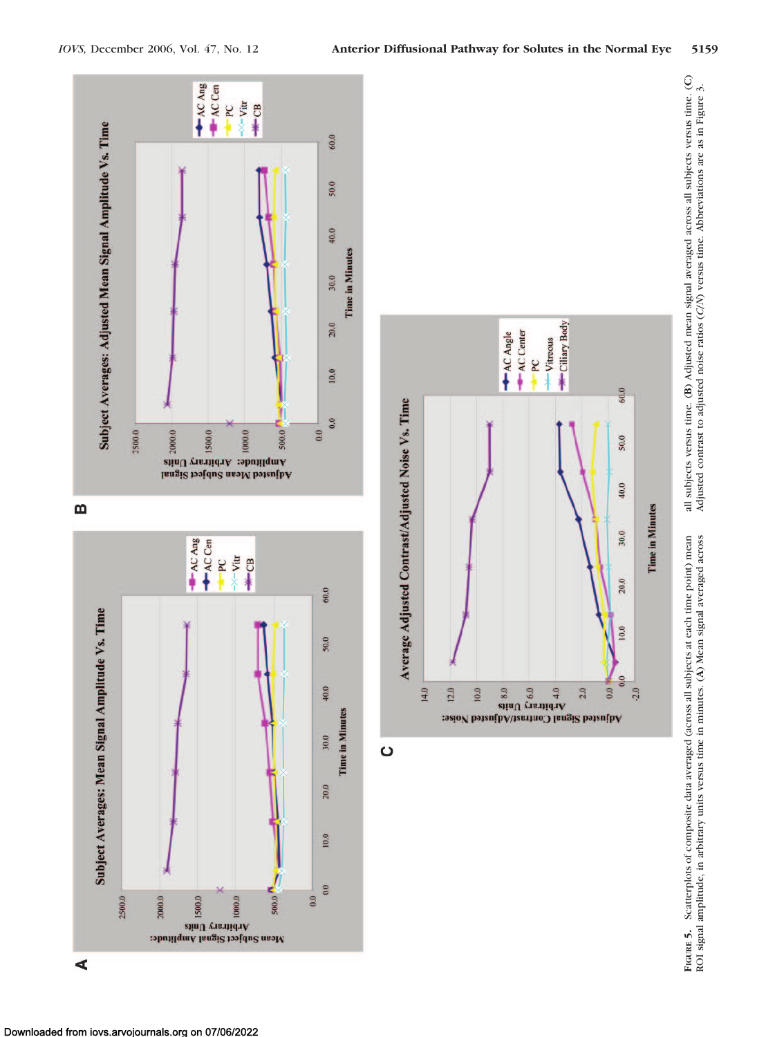**Figure 5.** Scatterplots of composite data averaged (across all subjects at each time point) mean ROI signal amplitude, in arbitrary units versus time in minutes. (**A**) Mean signal averaged across all subjects versus time. (**B**) Adjusted mean signal averaged across all subjects versus time. (**C**) Adjusted contrast to adjusted noise ratios (*C/N*) versus time. Abbreviations are as in Figure 3.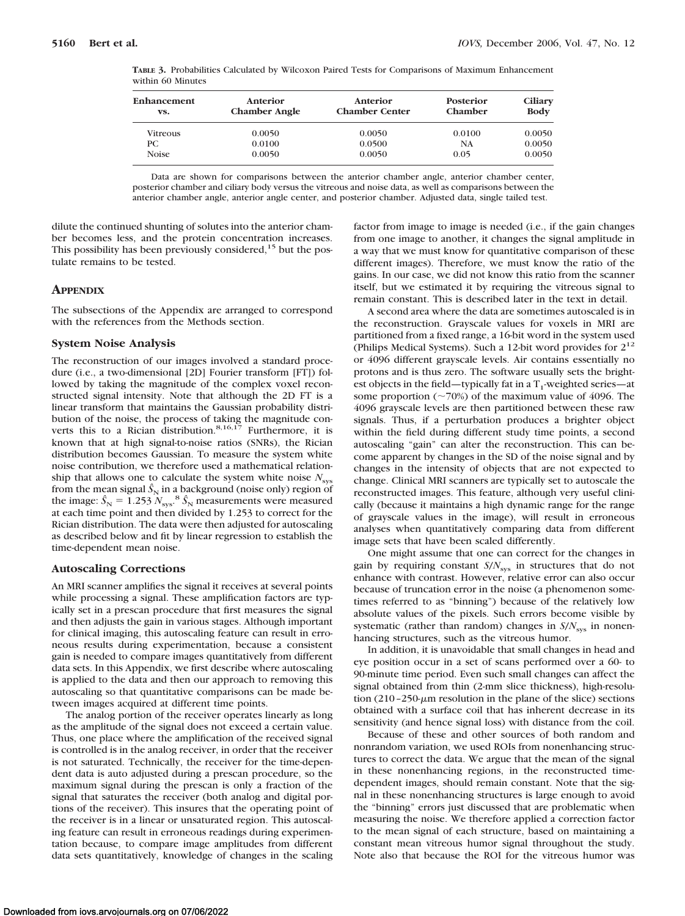**TABLE 3.** Probabilities Calculated by Wilcoxon Paired Tests for Comparisons of Maximum Enhancement within 60 Minutes

| Enhancement vs. | Anterior Chamber Angle | Anterior Chamber Center | Posterior Chamber | Ciliary Body |
|---|---|---|---|---|
| Vitreous | 0.0050 | 0.0050 | 0.0100 | 0.0050 |
| PC | 0.0100 | 0.0500 | NA | 0.0050 |
| Noise | 0.0050 | 0.0050 | 0.05 | 0.0050 |

Data are shown for comparisons between the anterior chamber angle, anterior chamber center, posterior chamber and ciliary body versus the vitreous and noise data, as well as comparisons between the anterior chamber angle, anterior angle center, and posterior chamber. Adjusted data, single tailed test.

dilute the continued shunting of solutes into the anterior chamber becomes less, and the protein concentration increases. This possibility has been previously considered,[15] but the postulate remains to be tested.

## APPENDIX

The subsections of the Appendix are arranged to correspond with the references from the Methods section.

### System Noise Analysis

The reconstruction of our images involved a standard procedure (i.e., a two-dimensional [2D] Fourier transform [FT]) followed by taking the magnitude of the complex voxel reconstructed signal intensity. Note that although the 2D FT is a linear transform that maintains the Gaussian probability distribution of the noise, the process of taking the magnitude converts this to a Rician distribution.[8,16,17] Furthermore, it is known that at high signal-to-noise ratios (SNRs), the Rician distribution becomes Gaussian. To measure the system white noise contribution, we therefore used a mathematical relationship that allows one to calculate the system white noise $N_{sys}$ from the mean signal $\hat{S}_N$ in a background (noise only) region of the image: $\hat{S}_N = 1.253\ N_{sys}$.[8] $\hat{S}_N$ measurements were measured at each time point and then divided by 1.253 to correct for the Rician distribution. The data were then adjusted for autoscaling as described below and fit by linear regression to establish the time-dependent mean noise.

### Autoscaling Corrections

An MRI scanner amplifies the signal it receives at several points while processing a signal. These amplification factors are typically set in a prescan procedure that first measures the signal and then adjusts the gain in various stages. Although important for clinical imaging, this autoscaling feature can result in erroneous results during experimentation, because a consistent gain is needed to compare images quantitatively from different data sets. In this Appendix, we first describe where autoscaling is applied to the data and then our approach to removing this autoscaling so that quantitative comparisons can be made between images acquired at different time points.

The analog portion of the receiver operates linearly as long as the amplitude of the signal does not exceed a certain value. Thus, one place where the amplification of the received signal is controlled is in the analog receiver, in order that the receiver is not saturated. Technically, the receiver for the time-dependent data is auto adjusted during a prescan procedure, so the maximum signal during the prescan is only a fraction of the signal that saturates the receiver (both analog and digital portions of the receiver). This insures that the operating point of the receiver is in a linear or unsaturated region. This autoscaling feature can result in erroneous readings during experimentation because, to compare image amplitudes from different data sets quantitatively, knowledge of changes in the scaling factor from image to image is needed (i.e., if the gain changes from one image to another, it changes the signal amplitude in a way that we must know for quantitative comparison of these different images). Therefore, we must know the ratio of the gains. In our case, we did not know this ratio from the scanner itself, but we estimated it by requiring the vitreous signal to remain constant. This is described later in the text in detail.

A second area where the data are sometimes autoscaled is in the reconstruction. Grayscale values for voxels in MRI are partitioned from a fixed range, a 16-bit word in the system used (Philips Medical Systems). Such a 12-bit word provides for $2^{12}$ or 4096 different grayscale levels. Air contains essentially no protons and is thus zero. The software usually sets the brightest objects in the field—typically fat in a $T_1$-weighted series—at some proportion (~70%) of the maximum value of 4096. The 4096 grayscale levels are then partitioned between these raw signals. Thus, if a perturbation produces a brighter object within the field during different study time points, a second autoscaling "gain" can alter the reconstruction. This can become apparent by changes in the SD of the noise signal and by changes in the intensity of objects that are not expected to change. Clinical MRI scanners are typically set to autoscale the reconstructed images. This feature, although very useful clinically (because it maintains a high dynamic range for the range of grayscale values in the image), will result in erroneous analyses when quantitatively comparing data from different image sets that have been scaled differently.

One might assume that one can correct for the changes in gain by requiring constant $S/N_{sys}$ in structures that do not enhance with contrast. However, relative error can also occur because of truncation error in the noise (a phenomenon sometimes referred to as "binning") because of the relatively low absolute values of the pixels. Such errors become visible by systematic (rather than random) changes in $S/N_{sys}$ in nonenhancing structures, such as the vitreous humor.

In addition, it is unavoidable that small changes in head and eye position occur in a set of scans performed over a 60- to 90-minute time period. Even such small changes can affect the signal obtained from thin (2-mm slice thickness), high-resolution (210–250-μm resolution in the plane of the slice) sections obtained with a surface coil that has inherent decrease in its sensitivity (and hence signal loss) with distance from the coil.

Because of these and other sources of both random and nonrandom variation, we used ROIs from nonenhancing structures to correct the data. We argue that the mean of the signal in these nonenhancing regions, in the reconstructed time-dependent images, should remain constant. Note that the signal in these nonenhancing structures is large enough to avoid the "binning" errors just discussed that are problematic when measuring the noise. We therefore applied a correction factor to the mean signal of each structure, based on maintaining a constant mean vitreous humor signal throughout the study. Note also that because the ROI for the vitreous humor was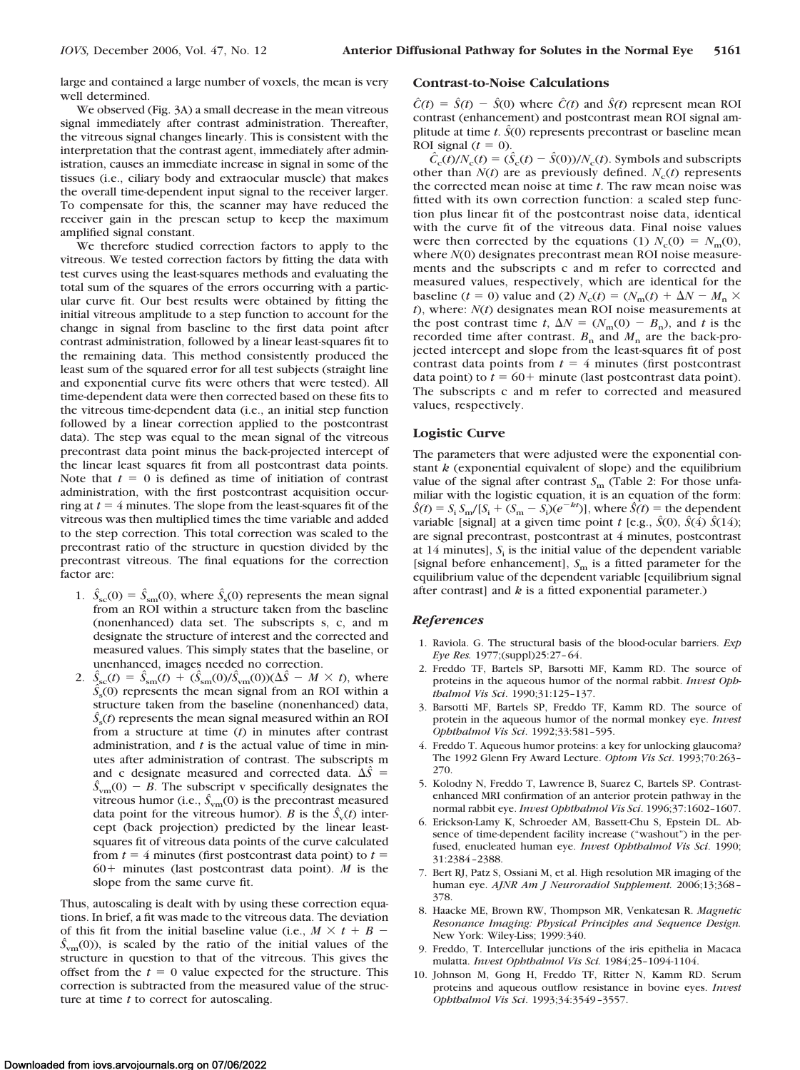large and contained a large number of voxels, the mean is very well determined.

We observed (Fig. 3A) a small decrease in the mean vitreous signal immediately after contrast administration. Thereafter, the vitreous signal changes linearly. This is consistent with the interpretation that the contrast agent, immediately after administration, causes an immediate increase in signal in some of the tissues (i.e., ciliary body and extraocular muscle) that makes the overall time-dependent input signal to the receiver larger. To compensate for this, the scanner may have reduced the receiver gain in the prescan setup to keep the maximum amplified signal constant.

We therefore studied correction factors to apply to the vitreous. We tested correction factors by fitting the data with test curves using the least-squares methods and evaluating the total sum of the squares of the errors occurring with a particular curve fit. Our best results were obtained by fitting the initial vitreous amplitude to a step function to account for the change in signal from baseline to the first data point after contrast administration, followed by a linear least-squares fit to the remaining data. This method consistently produced the least sum of the squared error for all test subjects (straight line and exponential curve fits were others that were tested). All time-dependent data were then corrected based on these fits to the vitreous time-dependent data (i.e., an initial step function followed by a linear correction applied to the postcontrast data). The step was equal to the mean signal of the vitreous precontrast data point minus the back-projected intercept of the linear least squares fit from all postcontrast data points. Note that $t = 0$ is defined as time of initiation of contrast administration, with the first postcontrast acquisition occurring at $t = 4$ minutes. The slope from the least-squares fit of the vitreous was then multiplied times the time variable and added to the step correction. This total correction was scaled to the precontrast ratio of the structure in question divided by the precontrast vitreous. The final equations for the correction factor are:

1. $\hat{S}_{sc}(0) = \hat{S}_{sm}(0)$, where $\hat{S}_s(0)$ represents the mean signal from an ROI within a structure taken from the baseline (nonenhanced) data set. The subscripts s, c, and m designate the structure of interest and the corrected and measured values. This simply states that the baseline, or unenhanced, images needed no correction.
2. $\hat{S}_{sc}(t) = \hat{S}_{sm}(t) + (\hat{S}_{sm}(0)/\hat{S}_{vm}(0))(\Delta\hat{S} - M \times t)$, where $\hat{S}_s(0)$ represents the mean signal from an ROI within a structure taken from the baseline (nonenhanced) data, $\hat{S}_s(t)$ represents the mean signal measured within an ROI from a structure at time ($t$) in minutes after contrast administration, and $t$ is the actual value of time in minutes after administration of contrast. The subscripts m and c designate measured and corrected data. $\Delta\hat{S} = \hat{S}_{vm}(0) - B$. The subscript v specifically designates the vitreous humor (i.e., $\hat{S}_{vm}(0)$ is the precontrast measured data point for the vitreous humor). $B$ is the $\hat{S}_v(t)$ intercept (back projection) predicted by the linear least-squares fit of vitreous data points of the curve calculated from $t = 4$ minutes (first postcontrast data point) to $t =$ 60+ minutes (last postcontrast data point). $M$ is the slope from the same curve fit.

Thus, autoscaling is dealt with by using these correction equations. In brief, a fit was made to the vitreous data. The deviation of this fit from the initial baseline value (i.e., $M \times t + B - \hat{S}_{vm}(0)$), is scaled by the ratio of the initial values of the structure in question to that of the vitreous. This gives the offset from the $t = 0$ value expected for the structure. This correction is subtracted from the measured value of the structure at time $t$ to correct for autoscaling.

## Contrast-to-Noise Calculations

$\hat{C}(t) = \hat{S}(t) - \hat{S}(0)$ where $\hat{C}(t)$ and $\hat{S}(t)$ represent mean ROI contrast (enhancement) and postcontrast mean ROI signal amplitude at time $t$. $\hat{S}(0)$ represents precontrast or baseline mean ROI signal ($t = 0$).

$\hat{C}_c(t)/N_c(t) = (\hat{S}_c(t) - \hat{S}(0))/N_c(t)$. Symbols and subscripts other than $N(t)$ are as previously defined. $N_c(t)$ represents the corrected mean noise at time $t$. The raw mean noise was fitted with its own correction function: a scaled step function plus linear fit of the postcontrast noise data, identical with the curve fit of the vitreous data. Final noise values were then corrected by the equations (1) $N_c(0) = N_m(0)$, where $N(0)$ designates precontrast mean ROI noise measurements and the subscripts c and m refer to corrected and measured values, respectively, which are identical for the baseline ($t = 0$) value and (2) $N_c(t) = (N_m(t) + \Delta N - M_n \times t)$, where: $N(t)$ designates mean ROI noise measurements at the post contrast time $t$, $\Delta N = (N_m(0) - B_n)$, and $t$ is the recorded time after contrast. $B_n$ and $M_n$ are the back-projected intercept and slope from the least-squares fit of post contrast data points from $t = 4$ minutes (first postcontrast data point) to $t = 60+$ minute (last postcontrast data point). The subscripts c and m refer to corrected and measured values, respectively.

## Logistic Curve

The parameters that were adjusted were the exponential constant $k$ (exponential equivalent of slope) and the equilibrium value of the signal after contrast $S_m$ (Table 2: For those unfamiliar with the logistic equation, it is an equation of the form: $\hat{S}(t) = S_i S_m/[S_i + (S_m - S_i)(e^{-kt})]$, where $\hat{S}(t)$ = the dependent variable [signal] at a given time point $t$ [e.g., $\hat{S}(0)$, $\hat{S}(4)$ $\hat{S}(14)$; are signal precontrast, postcontrast at 4 minutes, postcontrast at 14 minutes], $S_i$ is the initial value of the dependent variable [signal before enhancement], $S_m$ is a fitted parameter for the equilibrium value of the dependent variable [equilibrium signal after contrast] and $k$ is a fitted exponential parameter.)

## *References*

1. Raviola. G. The structural basis of the blood-ocular barriers. *Exp Eye Res.* 1977;(suppl)25:27–64.
2. Freddo TF, Bartels SP, Barsotti MF, Kamm RD. The source of proteins in the aqueous humor of the normal rabbit. *Invest Ophthalmol Vis Sci*. 1990;31:125–137.
3. Barsotti MF, Bartels SP, Freddo TF, Kamm RD. The source of protein in the aqueous humor of the normal monkey eye. *Invest Ophthalmol Vis Sci*. 1992;33:581–595.
4. Freddo T. Aqueous humor proteins: a key for unlocking glaucoma? The 1992 Glenn Fry Award Lecture. *Optom Vis Sci*. 1993;70:263–270.
5. Kolodny N, Freddo T, Lawrence B, Suarez C, Bartels SP. Contrast-enhanced MRI confirmation of an anterior protein pathway in the normal rabbit eye. *Invest Ophthalmol Vis Sci*. 1996;37:1602–1607.
6. Erickson-Lamy K, Schroeder AM, Bassett-Chu S, Epstein DL. Absence of time-dependent facility increase ("washout") in the perfused, enucleated human eye. *Invest Ophthalmol Vis Sci*. 1990; 31:2384–2388.
7. Bert RJ, Patz S, Ossiani M, et al. High resolution MR imaging of the human eye. *AJNR Am J Neuroradiol Supplement.* 2006;13;368–378.
8. Haacke ME, Brown RW, Thompson MR, Venkatesan R. *Magnetic Resonance Imaging: Physical Principles and Sequence Design.* New York: Wiley-Liss; 1999:340.
9. Freddo, T. Intercellular junctions of the iris epithelia in Macaca mulatta. *Invest Ophthalmol Vis Sci.* 1984;25–1094-1104.
10. Johnson M, Gong H, Freddo TF, Ritter N, Kamm RD. Serum proteins and aqueous outflow resistance in bovine eyes. *Invest Ophthalmol Vis Sci*. 1993;34:3549–3557.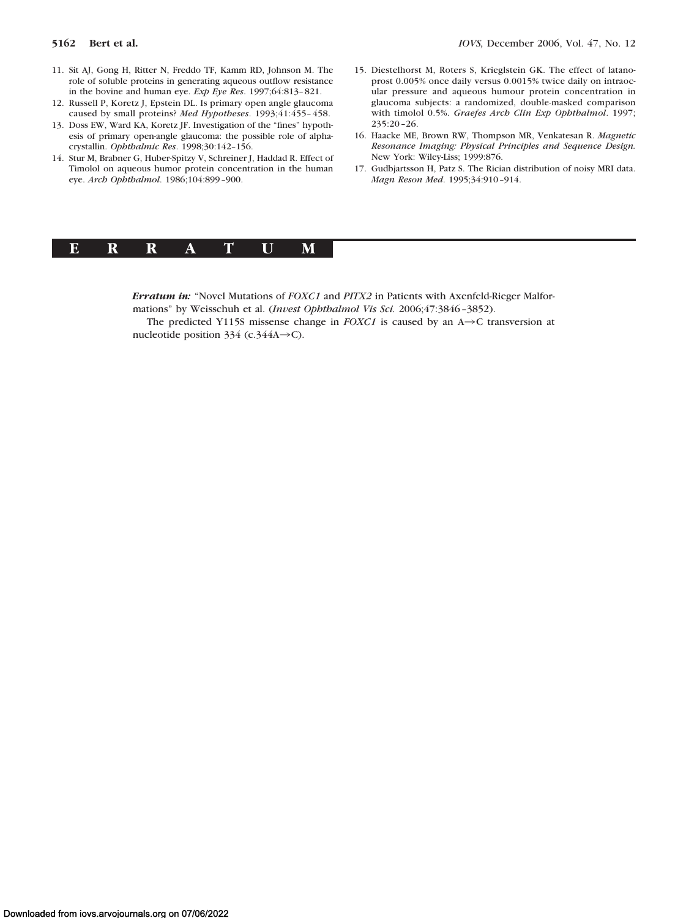11. Sit AJ, Gong H, Ritter N, Freddo TF, Kamm RD, Johnson M. The role of soluble proteins in generating aqueous outflow resistance in the bovine and human eye. *Exp Eye Res*. 1997;64:813–821.
12. Russell P, Koretz J, Epstein DL. Is primary open angle glaucoma caused by small proteins? *Med Hypotheses*. 1993;41:455–458.
13. Doss EW, Ward KA, Koretz JF. Investigation of the "fines" hypothesis of primary open-angle glaucoma: the possible role of alpha-crystallin. *Ophthalmic Res*. 1998;30:142–156.
14. Stur M, Brabner G, Huber-Spitzy V, Schreiner J, Haddad R. Effect of Timolol on aqueous humor protein concentration in the human eye. *Arch Ophthalmol*. 1986;104:899–900.
15. Diestelhorst M, Roters S, Krieglstein GK. The effect of latanoprost 0.005% once daily versus 0.0015% twice daily on intraocular pressure and aqueous humour protein concentration in glaucoma subjects: a randomized, double-masked comparison with timolol 0.5%. *Graefes Arch Clin Exp Ophthalmol*. 1997;235:20–26.
16. Haacke ME, Brown RW, Thompson MR, Venkatesan R. *Magnetic Resonance Imaging: Physical Principles and Sequence Design.* New York: Wiley-Liss; 1999:876.
17. Gudbjartsson H, Patz S. The Rician distribution of noisy MRI data. *Magn Reson Med*. 1995;34:910–914.

# ERRATUM

***Erratum in:*** "Novel Mutations of *FOXC1* and *PITX2* in Patients with Axenfeld-Rieger Malformations" by Weisschuh et al. (*Invest Ophthalmol Vis Sci.* 2006;47:3846–3852).

The predicted Y115S missense change in *FOXC1* is caused by an A→C transversion at nucleotide position 334 (c.344A→C).